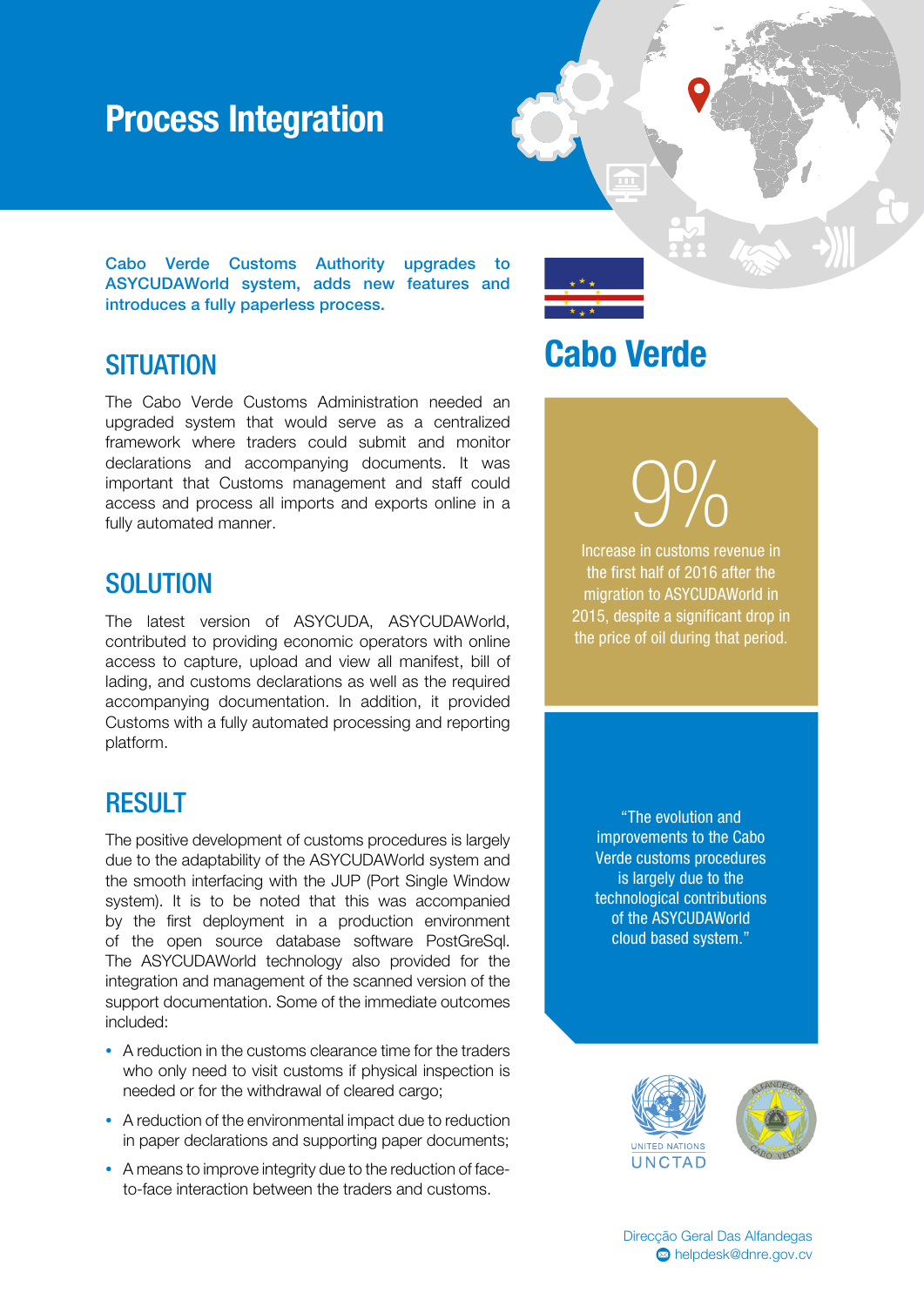# Process Integration

**Cabo Verde Customs Authority upgrades to ASYCUDAWorld system, adds new features and introduces a fully paperless process.**

## Cabo Verde

## SITUATION

The Cabo Verde Customs Administration needed an upgraded system that would serve as a centralized framework where traders could submit and monitor declarations and accompanying documents. It was important that Customs management and staff could access and process all imports and exports online in a fully automated manner.

## SOLUTION

The latest version of ASYCUDA, ASYCUDAWorld, contributed to providing economic operators with online access to capture, upload and view all manifest, bill of lading, and customs declarations as well as the required accompanying documentation. In addition, it provided Customs with a fully automated processing and reporting platform.

## RESULT

The positive development of customs procedures is largely due to the adaptability of the ASYCUDAWorld system and the smooth interfacing with the JUP (Port Single Window system). It is to be noted that this was accompanied by the first deployment in a production environment of the open source database software PostGreSql. The ASYCUDAWorld technology also provided for the integration and management of the scanned version of the support documentation. Some of the immediate outcomes included:

- A reduction in the customs clearance time for the traders who only need to visit customs if physical inspection is needed or for the withdrawal of cleared cargo;
- A reduction of the environmental impact due to reduction in paper declarations and supporting paper documents;
- A means to improve integrity due to the reduction of face-to-face interaction between the traders and customs.

9%

Increase in customs revenue in the first half of 2016 after the migration to ASYCUDAWorld in 2015, despite a significant drop in the price of oil during that period.

"The evolution and improvements to the Cabo Verde customs procedures is largely due to the technological contributions of the ASYCUDAWorld cloud based system."

UNITED NATIONS UNCTAD

Direcção Geral Das Alfandegas
helpdesk@dnre.gov.cv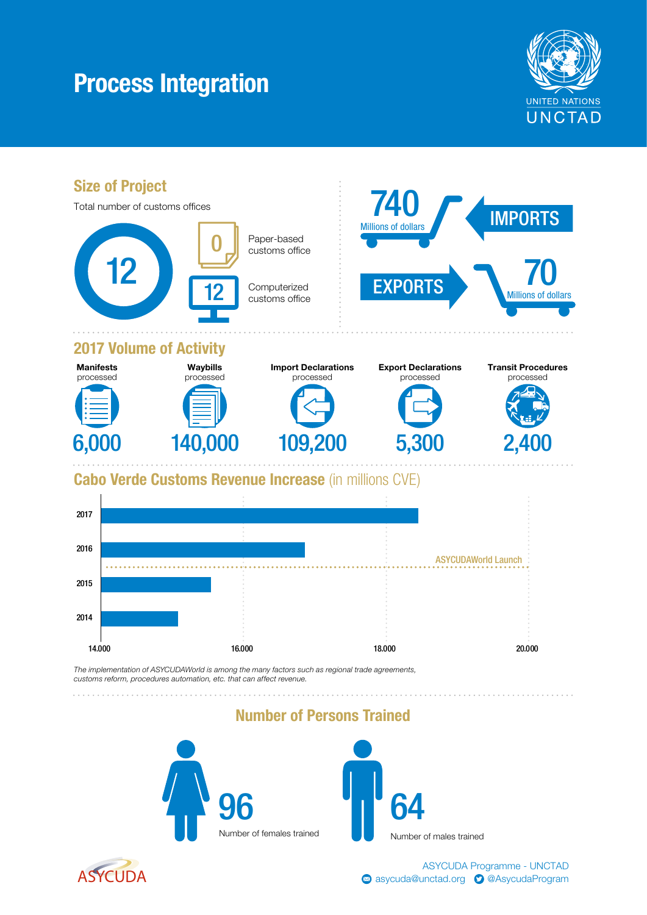# Process Integration

UNITED NATIONS
UNCTAD

## Size of Project

Total number of customs offices

12

0 Paper-based customs office

12 Computerized customs office

740 Millions of dollars — IMPORTS

EXPORTS — 70 Millions of dollars

## 2017 Volume of Activity

**Manifests** processed
6,000

**Waybills** processed
140,000

**Import Declarations** processed
109,200

**Export Declarations** processed
5,300

**Transit Procedures** processed
2,400

## Cabo Verde Customs Revenue Increase (in millions CVE)

2017
2016
ASYCUDAWorld Launch
2015
2014

14.000
16.000
18.000
20.000

*The implementation of ASYCUDAWorld is among the many factors such as regional trade agreements, customs reform, procedures automation, etc. that can affect revenue.*

## Number of Persons Trained

96
Number of females trained

64
Number of males trained

ASYCUDA

ASYCUDA Programme - UNCTAD
asycuda@unctad.org @AsycudaProgram